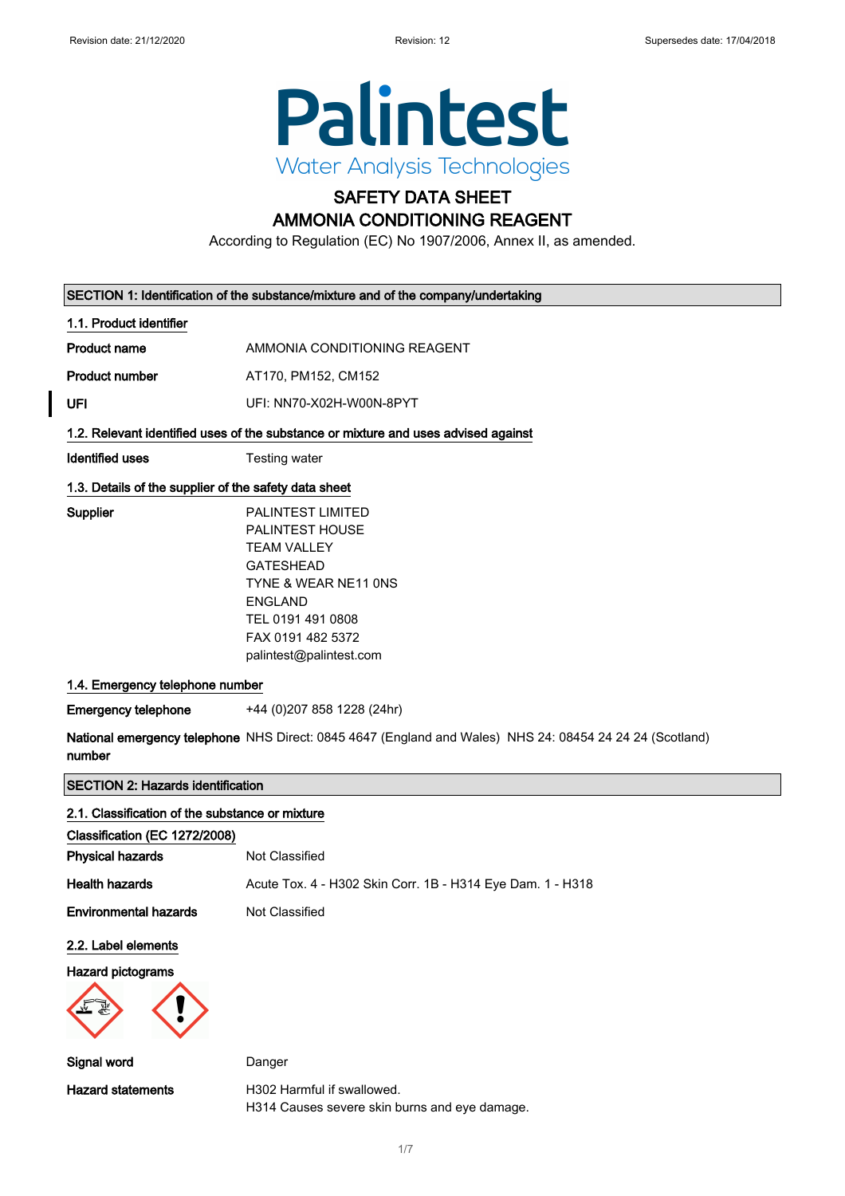# SAFETY DATA SHEET
# AMMONIA CONDITIONING REAGENT

According to Regulation (EC) No 1907/2006, Annex II, as amended.

## SECTION 1: Identification of the substance/mixture and of the company/undertaking

### 1.1. Product identifier

**Product name** AMMONIA CONDITIONING REAGENT

**Product number** AT170, PM152, CM152

**UFI** UFI: NN70-X02H-W00N-8PYT

### 1.2. Relevant identified uses of the substance or mixture and uses advised against

**Identified uses** Testing water

### 1.3. Details of the supplier of the safety data sheet

**Supplier**
PALINTEST LIMITED
PALINTEST HOUSE
TEAM VALLEY
GATESHEAD
TYNE & WEAR NE11 0NS
ENGLAND
TEL 0191 491 0808
FAX 0191 482 5372
palintest@palintest.com

### 1.4. Emergency telephone number

**Emergency telephone** +44 (0)207 858 1228 (24hr)

**National emergency telephone number** NHS Direct: 0845 4647 (England and Wales) NHS 24: 08454 24 24 24 (Scotland)

## SECTION 2: Hazards identification

### 2.1. Classification of the substance or mixture

**Classification (EC 1272/2008)**

**Physical hazards** Not Classified

**Health hazards** Acute Tox. 4 - H302 Skin Corr. 1B - H314 Eye Dam. 1 - H318

**Environmental hazards** Not Classified

### 2.2. Label elements

**Hazard pictograms**

**Signal word** Danger

**Hazard statements**
H302 Harmful if swallowed.
H314 Causes severe skin burns and eye damage.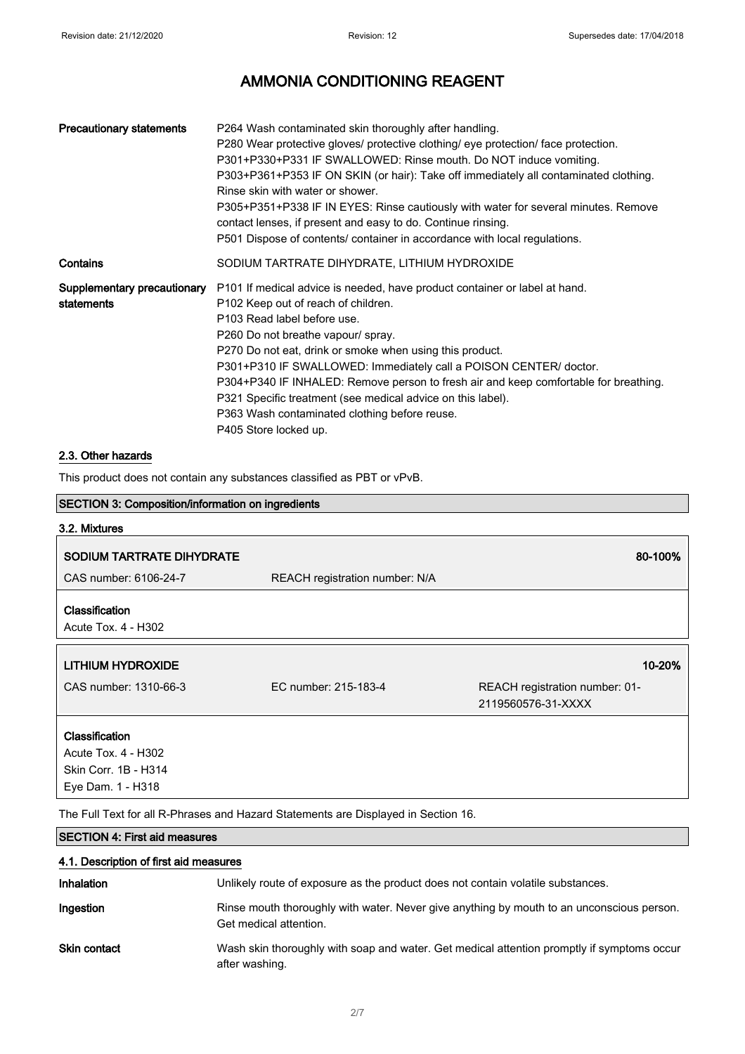# AMMONIA CONDITIONING REAGENT

| | |
|---|---|
| **Precautionary statements** | P264 Wash contaminated skin thoroughly after handling.<br>P280 Wear protective gloves/ protective clothing/ eye protection/ face protection.<br>P301+P330+P331 IF SWALLOWED: Rinse mouth. Do NOT induce vomiting.<br>P303+P361+P353 IF ON SKIN (or hair): Take off immediately all contaminated clothing. Rinse skin with water or shower.<br>P305+P351+P338 IF IN EYES: Rinse cautiously with water for several minutes. Remove contact lenses, if present and easy to do. Continue rinsing.<br>P501 Dispose of contents/ container in accordance with local regulations. |
| **Contains** | SODIUM TARTRATE DIHYDRATE, LITHIUM HYDROXIDE |
| **Supplementary precautionary statements** | P101 If medical advice is needed, have product container or label at hand.<br>P102 Keep out of reach of children.<br>P103 Read label before use.<br>P260 Do not breathe vapour/ spray.<br>P270 Do not eat, drink or smoke when using this product.<br>P301+P310 IF SWALLOWED: Immediately call a POISON CENTER/ doctor.<br>P304+P340 IF INHALED: Remove person to fresh air and keep comfortable for breathing.<br>P321 Specific treatment (see medical advice on this label).<br>P363 Wash contaminated clothing before reuse.<br>P405 Store locked up. |

## 2.3. Other hazards

This product does not contain any substances classified as PBT or vPvB.

## SECTION 3: Composition/information on ingredients

### 3.2. Mixtures

| SODIUM TARTRATE DIHYDRATE | | 80-100% |
|---|---|---|
| CAS number: 6106-24-7 | REACH registration number: N/A | |

**Classification**
Acute Tox. 4 - H302

| LITHIUM HYDROXIDE | | 10-20% |
|---|---|---|
| CAS number: 1310-66-3 | EC number: 215-183-4 | REACH registration number: 01-2119560576-31-XXXX |

**Classification**
Acute Tox. 4 - H302
Skin Corr. 1B - H314
Eye Dam. 1 - H318

The Full Text for all R-Phrases and Hazard Statements are Displayed in Section 16.

## SECTION 4: First aid measures

### 4.1. Description of first aid measures

| | |
|---|---|
| **Inhalation** | Unlikely route of exposure as the product does not contain volatile substances. |
| **Ingestion** | Rinse mouth thoroughly with water. Never give anything by mouth to an unconscious person. Get medical attention. |
| **Skin contact** | Wash skin thoroughly with soap and water. Get medical attention promptly if symptoms occur after washing. |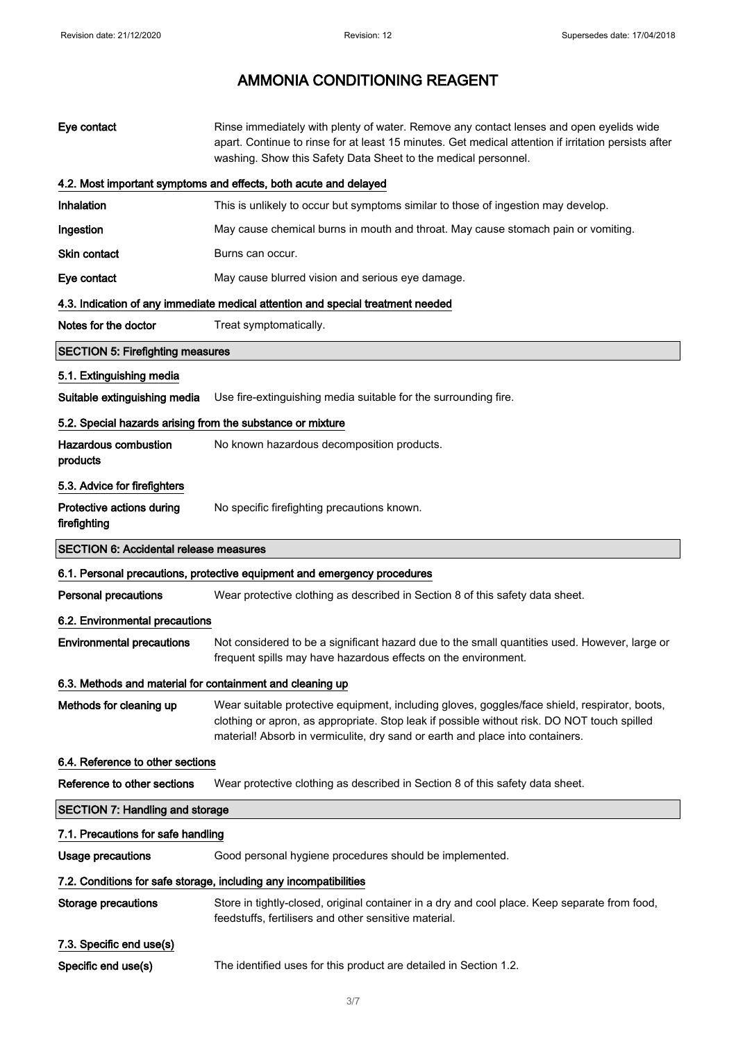| | |
|---|---|
| **Eye contact** | Rinse immediately with plenty of water. Remove any contact lenses and open eyelids wide apart. Continue to rinse for at least 15 minutes. Get medical attention if irritation persists after washing. Show this Safety Data Sheet to the medical personnel. |

### 4.2. Most important symptoms and effects, both acute and delayed

| | |
|---|---|
| **Inhalation** | This is unlikely to occur but symptoms similar to those of ingestion may develop. |
| **Ingestion** | May cause chemical burns in mouth and throat. May cause stomach pain or vomiting. |
| **Skin contact** | Burns can occur. |
| **Eye contact** | May cause blurred vision and serious eye damage. |

### 4.3. Indication of any immediate medical attention and special treatment needed

| | |
|---|---|
| **Notes for the doctor** | Treat symptomatically. |

## SECTION 5: Firefighting measures

### 5.1. Extinguishing media

| | |
|---|---|
| **Suitable extinguishing media** | Use fire-extinguishing media suitable for the surrounding fire. |

### 5.2. Special hazards arising from the substance or mixture

| | |
|---|---|
| **Hazardous combustion products** | No known hazardous decomposition products. |

### 5.3. Advice for firefighters

| | |
|---|---|
| **Protective actions during firefighting** | No specific firefighting precautions known. |

## SECTION 6: Accidental release measures

### 6.1. Personal precautions, protective equipment and emergency procedures

| | |
|---|---|
| **Personal precautions** | Wear protective clothing as described in Section 8 of this safety data sheet. |

### 6.2. Environmental precautions

| | |
|---|---|
| **Environmental precautions** | Not considered to be a significant hazard due to the small quantities used. However, large or frequent spills may have hazardous effects on the environment. |

### 6.3. Methods and material for containment and cleaning up

| | |
|---|---|
| **Methods for cleaning up** | Wear suitable protective equipment, including gloves, goggles/face shield, respirator, boots, clothing or apron, as appropriate. Stop leak if possible without risk. DO NOT touch spilled material! Absorb in vermiculite, dry sand or earth and place into containers. |

### 6.4. Reference to other sections

| | |
|---|---|
| **Reference to other sections** | Wear protective clothing as described in Section 8 of this safety data sheet. |

## SECTION 7: Handling and storage

### 7.1. Precautions for safe handling

| | |
|---|---|
| **Usage precautions** | Good personal hygiene procedures should be implemented. |

### 7.2. Conditions for safe storage, including any incompatibilities

| | |
|---|---|
| **Storage precautions** | Store in tightly-closed, original container in a dry and cool place. Keep separate from food, feedstuffs, fertilisers and other sensitive material. |

### 7.3. Specific end use(s)

| | |
|---|---|
| **Specific end use(s)** | The identified uses for this product are detailed in Section 1.2. |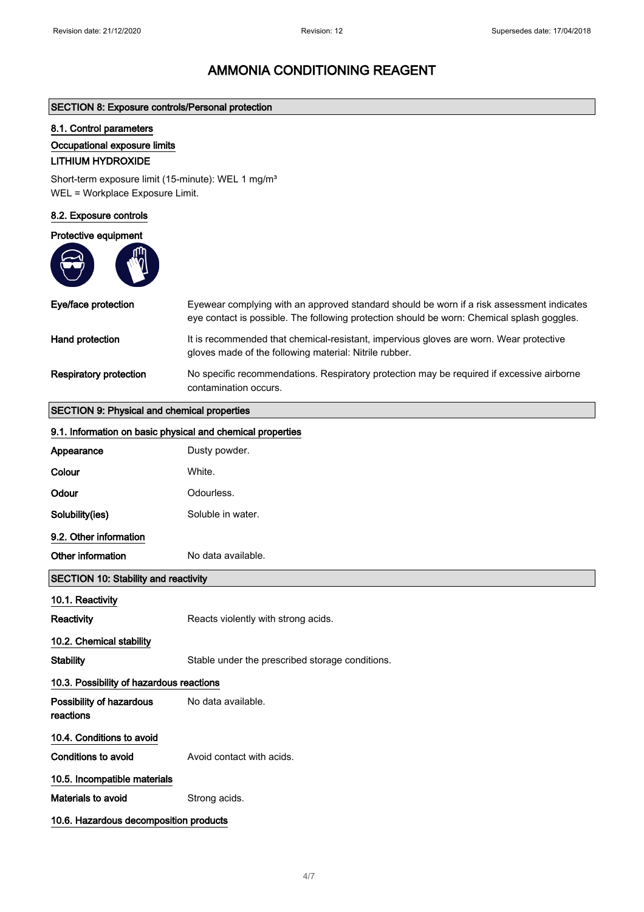# AMMONIA CONDITIONING REAGENT

## SECTION 8: Exposure controls/Personal protection

### 8.1. Control parameters

**Occupational exposure limits**

**LITHIUM HYDROXIDE**

Short-term exposure limit (15-minute): WEL 1 mg/m³
WEL = Workplace Exposure Limit.

### 8.2. Exposure controls

**Protective equipment**

| | |
|---|---|
| **Eye/face protection** | Eyewear complying with an approved standard should be worn if a risk assessment indicates eye contact is possible. The following protection should be worn: Chemical splash goggles. |
| **Hand protection** | It is recommended that chemical-resistant, impervious gloves are worn. Wear protective gloves made of the following material: Nitrile rubber. |
| **Respiratory protection** | No specific recommendations. Respiratory protection may be required if excessive airborne contamination occurs. |

## SECTION 9: Physical and chemical properties

### 9.1. Information on basic physical and chemical properties

| | |
|---|---|
| **Appearance** | Dusty powder. |
| **Colour** | White. |
| **Odour** | Odourless. |
| **Solubility(ies)** | Soluble in water. |

### 9.2. Other information

| | |
|---|---|
| **Other information** | No data available. |

## SECTION 10: Stability and reactivity

### 10.1. Reactivity

| | |
|---|---|
| **Reactivity** | Reacts violently with strong acids. |

### 10.2. Chemical stability

| | |
|---|---|
| **Stability** | Stable under the prescribed storage conditions. |

### 10.3. Possibility of hazardous reactions

| | |
|---|---|
| **Possibility of hazardous reactions** | No data available. |

### 10.4. Conditions to avoid

| | |
|---|---|
| **Conditions to avoid** | Avoid contact with acids. |

### 10.5. Incompatible materials

| | |
|---|---|
| **Materials to avoid** | Strong acids. |

### 10.6. Hazardous decomposition products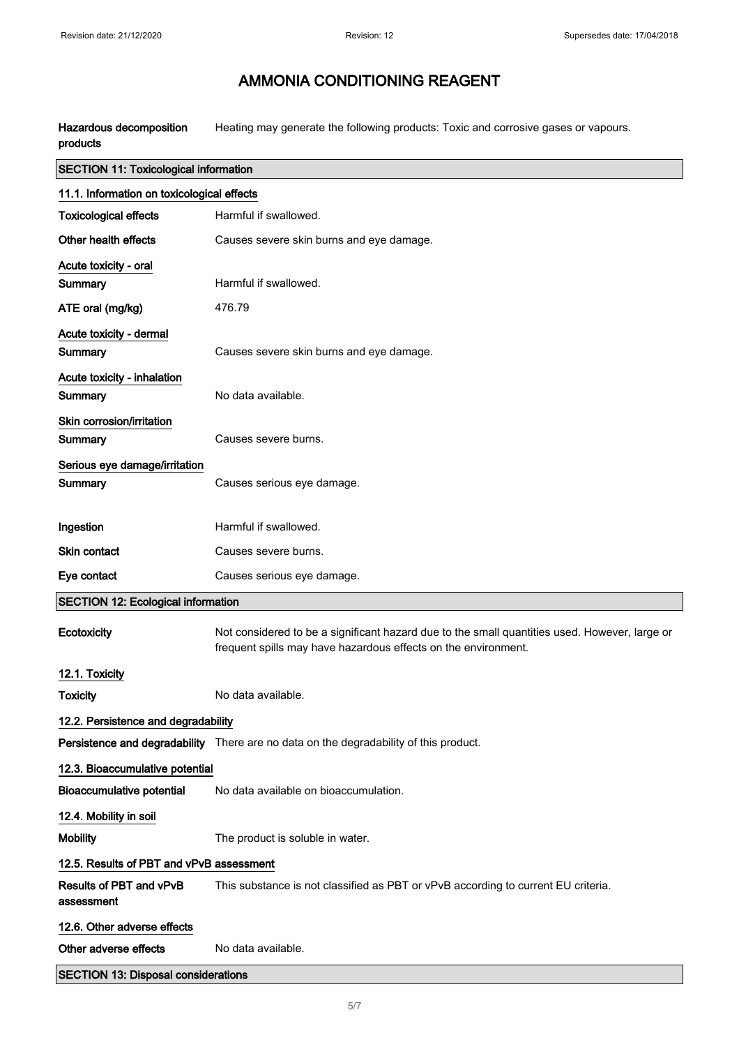# AMMONIA CONDITIONING REAGENT

**Hazardous decomposition products** Heating may generate the following products: Toxic and corrosive gases or vapours.

## SECTION 11: Toxicological information

### 11.1. Information on toxicological effects

**Toxicological effects** Harmful if swallowed.

**Other health effects** Causes severe skin burns and eye damage.

**Acute toxicity - oral**

**Summary** Harmful if swallowed.

**ATE oral (mg/kg)** 476.79

**Acute toxicity - dermal**

**Summary** Causes severe skin burns and eye damage.

**Acute toxicity - inhalation**

**Summary** No data available.

**Skin corrosion/irritation**

**Summary** Causes severe burns.

**Serious eye damage/irritation**

**Summary** Causes serious eye damage.

**Ingestion** Harmful if swallowed.

**Skin contact** Causes severe burns.

**Eye contact** Causes serious eye damage.

## SECTION 12: Ecological information

**Ecotoxicity** Not considered to be a significant hazard due to the small quantities used. However, large or frequent spills may have hazardous effects on the environment.

### 12.1. Toxicity

**Toxicity** No data available.

### 12.2. Persistence and degradability

**Persistence and degradability** There are no data on the degradability of this product.

### 12.3. Bioaccumulative potential

**Bioaccumulative potential** No data available on bioaccumulation.

### 12.4. Mobility in soil

**Mobility** The product is soluble in water.

### 12.5. Results of PBT and vPvB assessment

**Results of PBT and vPvB assessment** This substance is not classified as PBT or vPvB according to current EU criteria.

### 12.6. Other adverse effects

**Other adverse effects** No data available.

## SECTION 13: Disposal considerations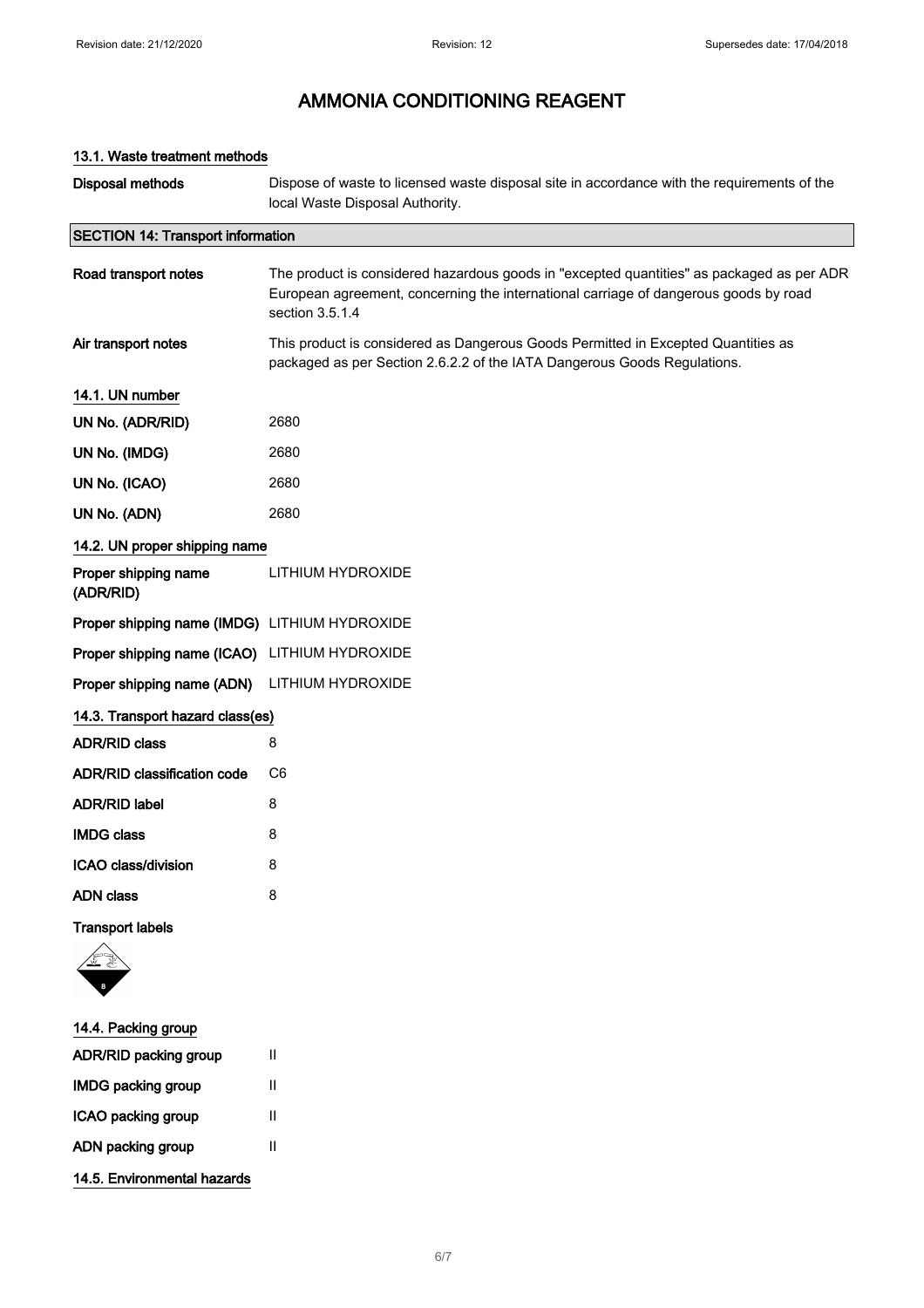# AMMONIA CONDITIONING REAGENT

### 13.1. Waste treatment methods

| | |
|---|---|
| **Disposal methods** | Dispose of waste to licensed waste disposal site in accordance with the requirements of the local Waste Disposal Authority. |

## SECTION 14: Transport information

| | |
|---|---|
| **Road transport notes** | The product is considered hazardous goods in "excepted quantities" as packaged as per ADR European agreement, concerning the international carriage of dangerous goods by road section 3.5.1.4 |
| **Air transport notes** | This product is considered as Dangerous Goods Permitted in Excepted Quantities as packaged as per Section 2.6.2.2 of the IATA Dangerous Goods Regulations. |

### 14.1. UN number

| | |
|---|---|
| **UN No. (ADR/RID)** | 2680 |
| **UN No. (IMDG)** | 2680 |
| **UN No. (ICAO)** | 2680 |
| **UN No. (ADN)** | 2680 |

### 14.2. UN proper shipping name

| | |
|---|---|
| **Proper shipping name (ADR/RID)** | LITHIUM HYDROXIDE |
| **Proper shipping name (IMDG)** | LITHIUM HYDROXIDE |
| **Proper shipping name (ICAO)** | LITHIUM HYDROXIDE |
| **Proper shipping name (ADN)** | LITHIUM HYDROXIDE |

### 14.3. Transport hazard class(es)

| | |
|---|---|
| **ADR/RID class** | 8 |
| **ADR/RID classification code** | C6 |
| **ADR/RID label** | 8 |
| **IMDG class** | 8 |
| **ICAO class/division** | 8 |
| **ADN class** | 8 |

**Transport labels**

### 14.4. Packing group

| | |
|---|---|
| **ADR/RID packing group** | II |
| **IMDG packing group** | II |
| **ICAO packing group** | II |
| **ADN packing group** | II |

### 14.5. Environmental hazards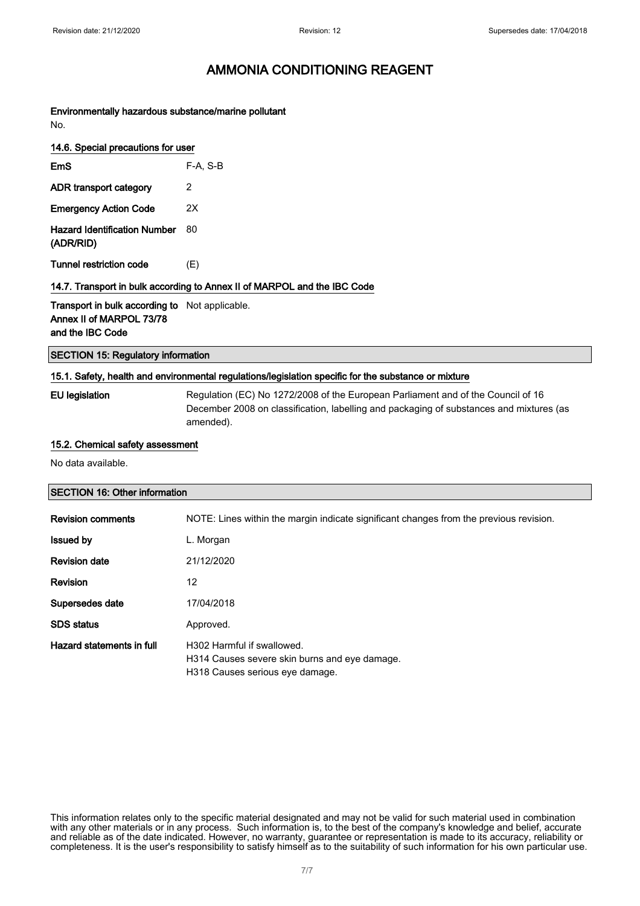# AMMONIA CONDITIONING REAGENT

**Environmentally hazardous substance/marine pollutant**

No.

### 14.6. Special precautions for user

| | |
|---|---|
| **EmS** | F-A, S-B |
| **ADR transport category** | 2 |
| **Emergency Action Code** | 2X |
| **Hazard Identification Number (ADR/RID)** | 80 |
| **Tunnel restriction code** | (E) |

### 14.7. Transport in bulk according to Annex II of MARPOL and the IBC Code

| | |
|---|---|
| **Transport in bulk according to Annex II of MARPOL 73/78 and the IBC Code** | Not applicable. |

## SECTION 15: Regulatory information

### 15.1. Safety, health and environmental regulations/legislation specific for the substance or mixture

| | |
|---|---|
| **EU legislation** | Regulation (EC) No 1272/2008 of the European Parliament and of the Council of 16 December 2008 on classification, labelling and packaging of substances and mixtures (as amended). |

### 15.2. Chemical safety assessment

No data available.

## SECTION 16: Other information

| | |
|---|---|
| **Revision comments** | NOTE: Lines within the margin indicate significant changes from the previous revision. |
| **Issued by** | L. Morgan |
| **Revision date** | 21/12/2020 |
| **Revision** | 12 |
| **Supersedes date** | 17/04/2018 |
| **SDS status** | Approved. |
| **Hazard statements in full** | H302 Harmful if swallowed.<br>H314 Causes severe skin burns and eye damage.<br>H318 Causes serious eye damage. |

This information relates only to the specific material designated and may not be valid for such material used in combination with any other materials or in any process. Such information is, to the best of the company's knowledge and belief, accurate and reliable as of the date indicated. However, no warranty, guarantee or representation is made to its accuracy, reliability or completeness. It is the user's responsibility to satisfy himself as to the suitability of such information for his own particular use.